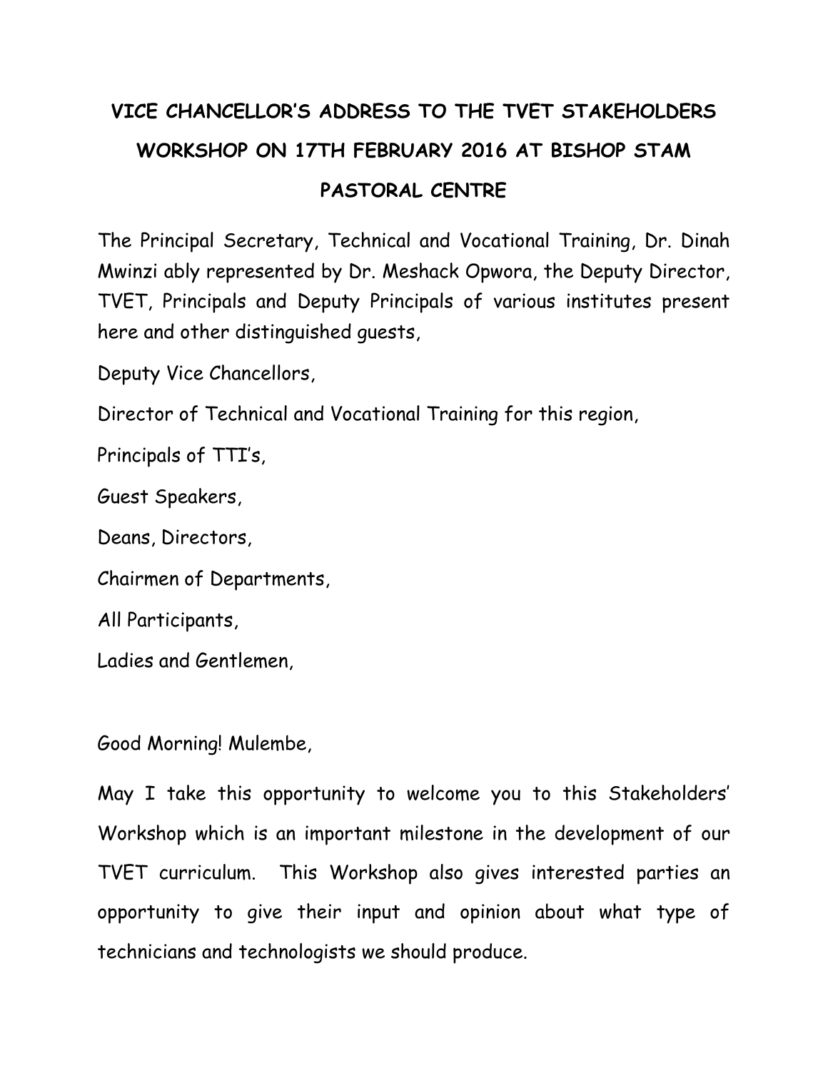# VICE CHANCELLOR'S ADDRESS TO THE TVET STAKEHOLDERS WORKSHOP ON 17TH FEBRUARY 2016 AT BISHOP STAM PASTORAL CENTRE

The Principal Secretary, Technical and Vocational Training, Dr. Dinah Mwinzi ably represented by Dr. Meshack Opwora, the Deputy Director, TVET, Principals and Deputy Principals of various institutes present here and other distinguished guests,

Deputy Vice Chancellors,

Director of Technical and Vocational Training for this region,

Principals of TTI's,

Guest Speakers,

Deans, Directors,

Chairmen of Departments,

All Participants,

Ladies and Gentlemen,

Good Morning! Mulembe,

May I take this opportunity to welcome you to this Stakeholders' Workshop which is an important milestone in the development of our TVET curriculum. This Workshop also gives interested parties an opportunity to give their input and opinion about what type of technicians and technologists we should produce.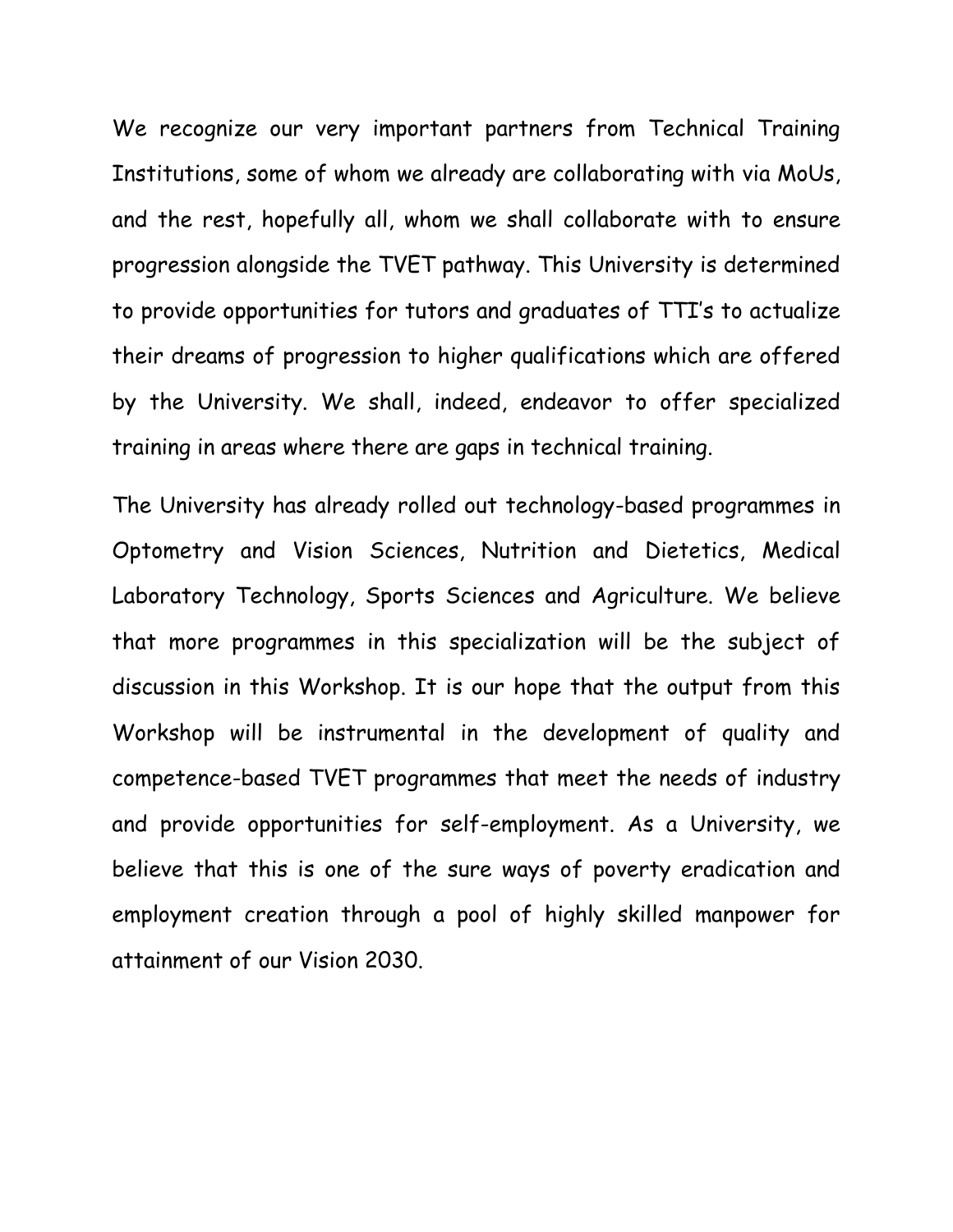We recognize our very important partners from Technical Training Institutions, some of whom we already are collaborating with via MoUs, and the rest, hopefully all, whom we shall collaborate with to ensure progression alongside the TVET pathway. This University is determined to provide opportunities for tutors and graduates of TTI's to actualize their dreams of progression to higher qualifications which are offered by the University. We shall, indeed, endeavor to offer specialized training in areas where there are gaps in technical training.

The University has already rolled out technology-based programmes in Optometry and Vision Sciences, Nutrition and Dietetics, Medical Laboratory Technology, Sports Sciences and Agriculture. We believe that more programmes in this specialization will be the subject of discussion in this Workshop. It is our hope that the output from this Workshop will be instrumental in the development of quality and competence-based TVET programmes that meet the needs of industry and provide opportunities for self-employment. As a University, we believe that this is one of the sure ways of poverty eradication and employment creation through a pool of highly skilled manpower for attainment of our Vision 2030.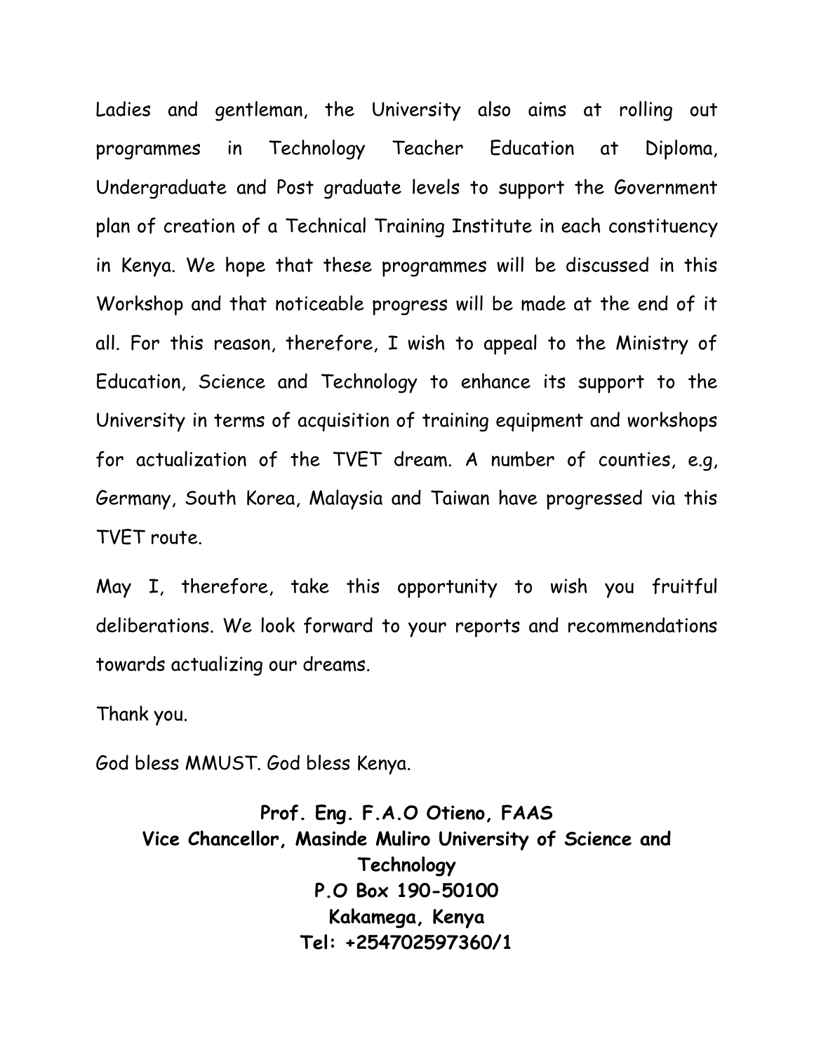Ladies and gentleman, the University also aims at rolling out programmes in Technology Teacher Education at Diploma, Undergraduate and Post graduate levels to support the Government plan of creation of a Technical Training Institute in each constituency in Kenya. We hope that these programmes will be discussed in this Workshop and that noticeable progress will be made at the end of it all. For this reason, therefore, I wish to appeal to the Ministry of Education, Science and Technology to enhance its support to the University in terms of acquisition of training equipment and workshops for actualization of the TVET dream. A number of counties, e.g, Germany, South Korea, Malaysia and Taiwan have progressed via this TVET route.

May I, therefore, take this opportunity to wish you fruitful deliberations. We look forward to your reports and recommendations towards actualizing our dreams.

Thank you.

God bless MMUST. God bless Kenya.

**Prof. Eng. F.A.O Otieno, FAAS**
**Vice Chancellor, Masinde Muliro University of Science and Technology**
**P.O Box 190-50100**
**Kakamega, Kenya**
**Tel: +254702597360/1**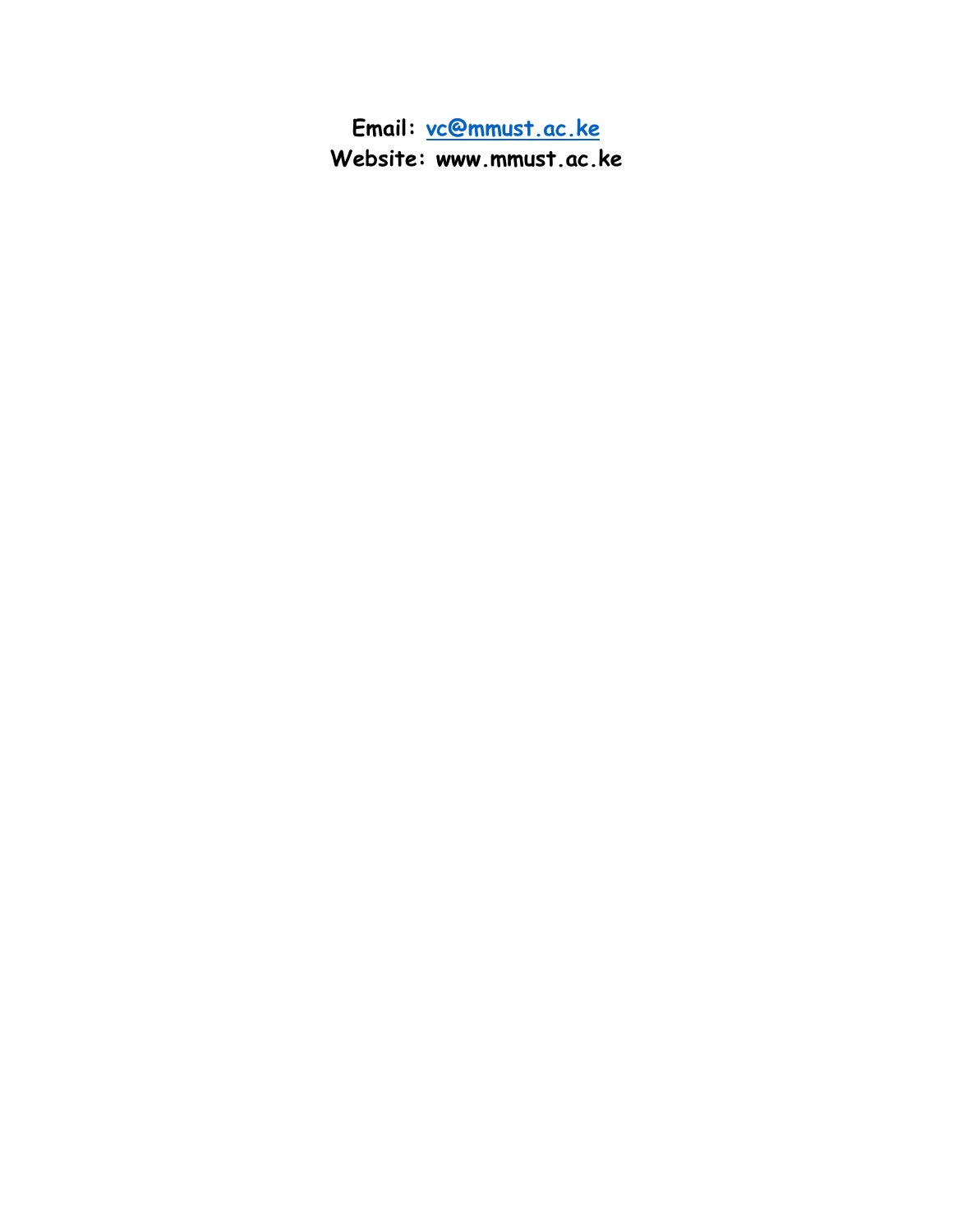**Email: vc@mmust.ac.ke**
**Website: www.mmust.ac.ke**